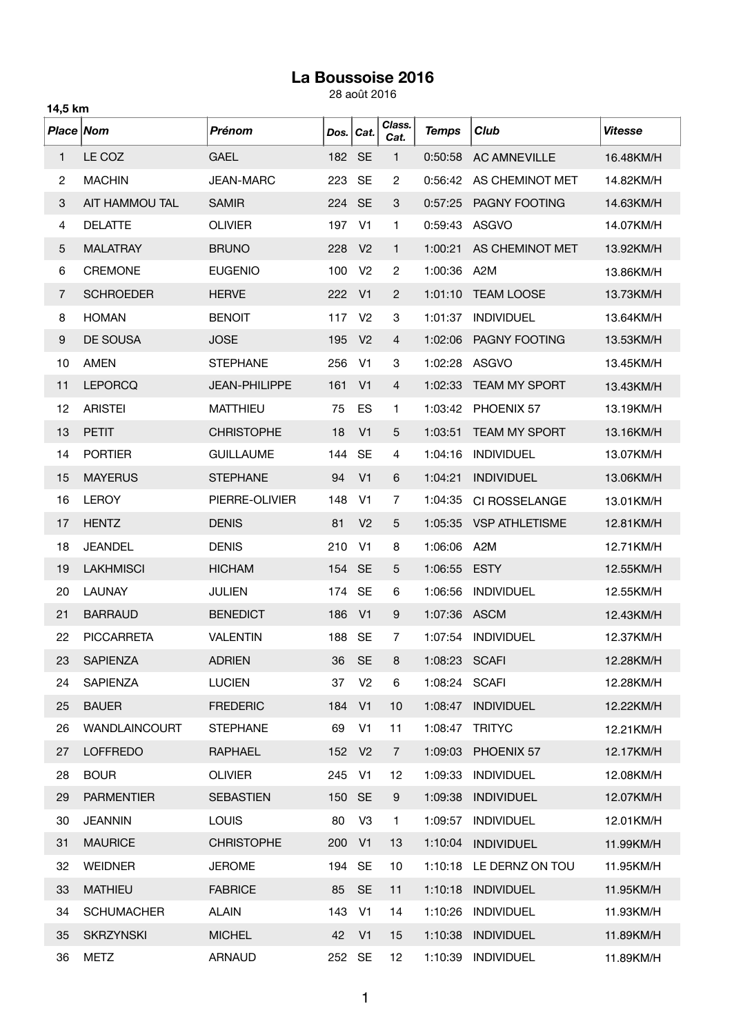# La Boussoise 2016

28 août 2016

**14,5 km**

| Place | Nom | Prénom | Dos. | Cat. | Class. Cat. | Temps | Club | Vitesse |
|---|---|---|---|---|---|---|---|---|
| 1 | LE COZ | GAEL | 182 | SE | 1 | 0:50:58 | AC AMNEVILLE | 16.48KM/H |
| 2 | MACHIN | JEAN-MARC | 223 | SE | 2 | 0:56:42 | AS CHEMINOT MET | 14.82KM/H |
| 3 | AIT HAMMOU TAL | SAMIR | 224 | SE | 3 | 0:57:25 | PAGNY FOOTING | 14.63KM/H |
| 4 | DELATTE | OLIVIER | 197 | V1 | 1 | 0:59:43 | ASGVO | 14.07KM/H |
| 5 | MALATRAY | BRUNO | 228 | V2 | 1 | 1:00:21 | AS CHEMINOT MET | 13.92KM/H |
| 6 | CREMONE | EUGENIO | 100 | V2 | 2 | 1:00:36 | A2M | 13.86KM/H |
| 7 | SCHROEDER | HERVE | 222 | V1 | 2 | 1:01:10 | TEAM LOOSE | 13.73KM/H |
| 8 | HOMAN | BENOIT | 117 | V2 | 3 | 1:01:37 | INDIVIDUEL | 13.64KM/H |
| 9 | DE SOUSA | JOSE | 195 | V2 | 4 | 1:02:06 | PAGNY FOOTING | 13.53KM/H |
| 10 | AMEN | STEPHANE | 256 | V1 | 3 | 1:02:28 | ASGVO | 13.45KM/H |
| 11 | LEPORCQ | JEAN-PHILIPPE | 161 | V1 | 4 | 1:02:33 | TEAM MY SPORT | 13.43KM/H |
| 12 | ARISTEI | MATTHIEU | 75 | ES | 1 | 1:03:42 | PHOENIX 57 | 13.19KM/H |
| 13 | PETIT | CHRISTOPHE | 18 | V1 | 5 | 1:03:51 | TEAM MY SPORT | 13.16KM/H |
| 14 | PORTIER | GUILLAUME | 144 | SE | 4 | 1:04:16 | INDIVIDUEL | 13.07KM/H |
| 15 | MAYERUS | STEPHANE | 94 | V1 | 6 | 1:04:21 | INDIVIDUEL | 13.06KM/H |
| 16 | LEROY | PIERRE-OLIVIER | 148 | V1 | 7 | 1:04:35 | CI ROSSELANGE | 13.01KM/H |
| 17 | HENTZ | DENIS | 81 | V2 | 5 | 1:05:35 | VSP ATHLETISME | 12.81KM/H |
| 18 | JEANDEL | DENIS | 210 | V1 | 8 | 1:06:06 | A2M | 12.71KM/H |
| 19 | LAKHMISCI | HICHAM | 154 | SE | 5 | 1:06:55 | ESTY | 12.55KM/H |
| 20 | LAUNAY | JULIEN | 174 | SE | 6 | 1:06:56 | INDIVIDUEL | 12.55KM/H |
| 21 | BARRAUD | BENEDICT | 186 | V1 | 9 | 1:07:36 | ASCM | 12.43KM/H |
| 22 | PICCARRETA | VALENTIN | 188 | SE | 7 | 1:07:54 | INDIVIDUEL | 12.37KM/H |
| 23 | SAPIENZA | ADRIEN | 36 | SE | 8 | 1:08:23 | SCAFI | 12.28KM/H |
| 24 | SAPIENZA | LUCIEN | 37 | V2 | 6 | 1:08:24 | SCAFI | 12.28KM/H |
| 25 | BAUER | FREDERIC | 184 | V1 | 10 | 1:08:47 | INDIVIDUEL | 12.22KM/H |
| 26 | WANDLAINCOURT | STEPHANE | 69 | V1 | 11 | 1:08:47 | TRITYC | 12.21KM/H |
| 27 | LOFFREDO | RAPHAEL | 152 | V2 | 7 | 1:09:03 | PHOENIX 57 | 12.17KM/H |
| 28 | BOUR | OLIVIER | 245 | V1 | 12 | 1:09:33 | INDIVIDUEL | 12.08KM/H |
| 29 | PARMENTIER | SEBASTIEN | 150 | SE | 9 | 1:09:38 | INDIVIDUEL | 12.07KM/H |
| 30 | JEANNIN | LOUIS | 80 | V3 | 1 | 1:09:57 | INDIVIDUEL | 12.01KM/H |
| 31 | MAURICE | CHRISTOPHE | 200 | V1 | 13 | 1:10:04 | INDIVIDUEL | 11.99KM/H |
| 32 | WEIDNER | JEROME | 194 | SE | 10 | 1:10:18 | LE DERNZ ON TOU | 11.95KM/H |
| 33 | MATHIEU | FABRICE | 85 | SE | 11 | 1:10:18 | INDIVIDUEL | 11.95KM/H |
| 34 | SCHUMACHER | ALAIN | 143 | V1 | 14 | 1:10:26 | INDIVIDUEL | 11.93KM/H |
| 35 | SKRZYNSKI | MICHEL | 42 | V1 | 15 | 1:10:38 | INDIVIDUEL | 11.89KM/H |
| 36 | METZ | ARNAUD | 252 | SE | 12 | 1:10:39 | INDIVIDUEL | 11.89KM/H |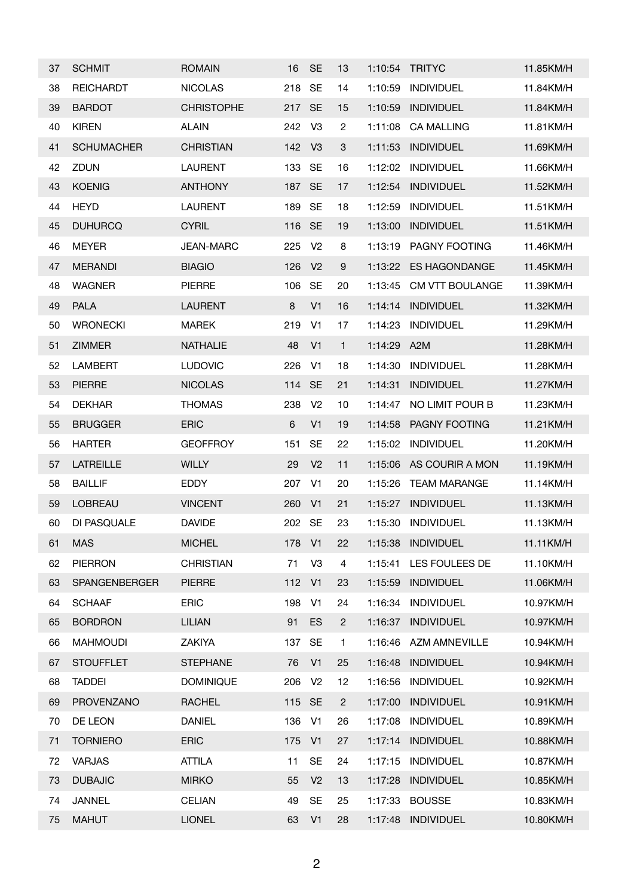| | | | | | | | | |
|---|---|---|---|---|---|---|---|---|
| 37 | SCHMIT | ROMAIN | 16 | SE | 13 | 1:10:54 | TRITYC | 11.85KM/H |
| 38 | REICHARDT | NICOLAS | 218 | SE | 14 | 1:10:59 | INDIVIDUEL | 11.84KM/H |
| 39 | BARDOT | CHRISTOPHE | 217 | SE | 15 | 1:10:59 | INDIVIDUEL | 11.84KM/H |
| 40 | KIREN | ALAIN | 242 | V3 | 2 | 1:11:08 | CA MALLING | 11.81KM/H |
| 41 | SCHUMACHER | CHRISTIAN | 142 | V3 | 3 | 1:11:53 | INDIVIDUEL | 11.69KM/H |
| 42 | ZDUN | LAURENT | 133 | SE | 16 | 1:12:02 | INDIVIDUEL | 11.66KM/H |
| 43 | KOENIG | ANTHONY | 187 | SE | 17 | 1:12:54 | INDIVIDUEL | 11.52KM/H |
| 44 | HEYD | LAURENT | 189 | SE | 18 | 1:12:59 | INDIVIDUEL | 11.51KM/H |
| 45 | DUHURCQ | CYRIL | 116 | SE | 19 | 1:13:00 | INDIVIDUEL | 11.51KM/H |
| 46 | MEYER | JEAN-MARC | 225 | V2 | 8 | 1:13:19 | PAGNY FOOTING | 11.46KM/H |
| 47 | MERANDI | BIAGIO | 126 | V2 | 9 | 1:13:22 | ES HAGONDANGE | 11.45KM/H |
| 48 | WAGNER | PIERRE | 106 | SE | 20 | 1:13:45 | CM VTT BOULANGE | 11.39KM/H |
| 49 | PALA | LAURENT | 8 | V1 | 16 | 1:14:14 | INDIVIDUEL | 11.32KM/H |
| 50 | WRONECKI | MAREK | 219 | V1 | 17 | 1:14:23 | INDIVIDUEL | 11.29KM/H |
| 51 | ZIMMER | NATHALIE | 48 | V1 | 1 | 1:14:29 | A2M | 11.28KM/H |
| 52 | LAMBERT | LUDOVIC | 226 | V1 | 18 | 1:14:30 | INDIVIDUEL | 11.28KM/H |
| 53 | PIERRE | NICOLAS | 114 | SE | 21 | 1:14:31 | INDIVIDUEL | 11.27KM/H |
| 54 | DEKHAR | THOMAS | 238 | V2 | 10 | 1:14:47 | NO LIMIT POUR B | 11.23KM/H |
| 55 | BRUGGER | ERIC | 6 | V1 | 19 | 1:14:58 | PAGNY FOOTING | 11.21KM/H |
| 56 | HARTER | GEOFFROY | 151 | SE | 22 | 1:15:02 | INDIVIDUEL | 11.20KM/H |
| 57 | LATREILLE | WILLY | 29 | V2 | 11 | 1:15:06 | AS COURIR A MON | 11.19KM/H |
| 58 | BAILLIF | EDDY | 207 | V1 | 20 | 1:15:26 | TEAM MARANGE | 11.14KM/H |
| 59 | LOBREAU | VINCENT | 260 | V1 | 21 | 1:15:27 | INDIVIDUEL | 11.13KM/H |
| 60 | DI PASQUALE | DAVIDE | 202 | SE | 23 | 1:15:30 | INDIVIDUEL | 11.13KM/H |
| 61 | MAS | MICHEL | 178 | V1 | 22 | 1:15:38 | INDIVIDUEL | 11.11KM/H |
| 62 | PIERRON | CHRISTIAN | 71 | V3 | 4 | 1:15:41 | LES FOULEES DE | 11.10KM/H |
| 63 | SPANGENBERGER | PIERRE | 112 | V1 | 23 | 1:15:59 | INDIVIDUEL | 11.06KM/H |
| 64 | SCHAAF | ERIC | 198 | V1 | 24 | 1:16:34 | INDIVIDUEL | 10.97KM/H |
| 65 | BORDRON | LILIAN | 91 | ES | 2 | 1:16:37 | INDIVIDUEL | 10.97KM/H |
| 66 | MAHMOUDI | ZAKIYA | 137 | SE | 1 | 1:16:46 | AZM AMNEVILLE | 10.94KM/H |
| 67 | STOUFFLET | STEPHANE | 76 | V1 | 25 | 1:16:48 | INDIVIDUEL | 10.94KM/H |
| 68 | TADDEI | DOMINIQUE | 206 | V2 | 12 | 1:16:56 | INDIVIDUEL | 10.92KM/H |
| 69 | PROVENZANO | RACHEL | 115 | SE | 2 | 1:17:00 | INDIVIDUEL | 10.91KM/H |
| 70 | DE LEON | DANIEL | 136 | V1 | 26 | 1:17:08 | INDIVIDUEL | 10.89KM/H |
| 71 | TORNIERO | ERIC | 175 | V1 | 27 | 1:17:14 | INDIVIDUEL | 10.88KM/H |
| 72 | VARJAS | ATTILA | 11 | SE | 24 | 1:17:15 | INDIVIDUEL | 10.87KM/H |
| 73 | DUBAJIC | MIRKO | 55 | V2 | 13 | 1:17:28 | INDIVIDUEL | 10.85KM/H |
| 74 | JANNEL | CELIAN | 49 | SE | 25 | 1:17:33 | BOUSSE | 10.83KM/H |
| 75 | MAHUT | LIONEL | 63 | V1 | 28 | 1:17:48 | INDIVIDUEL | 10.80KM/H |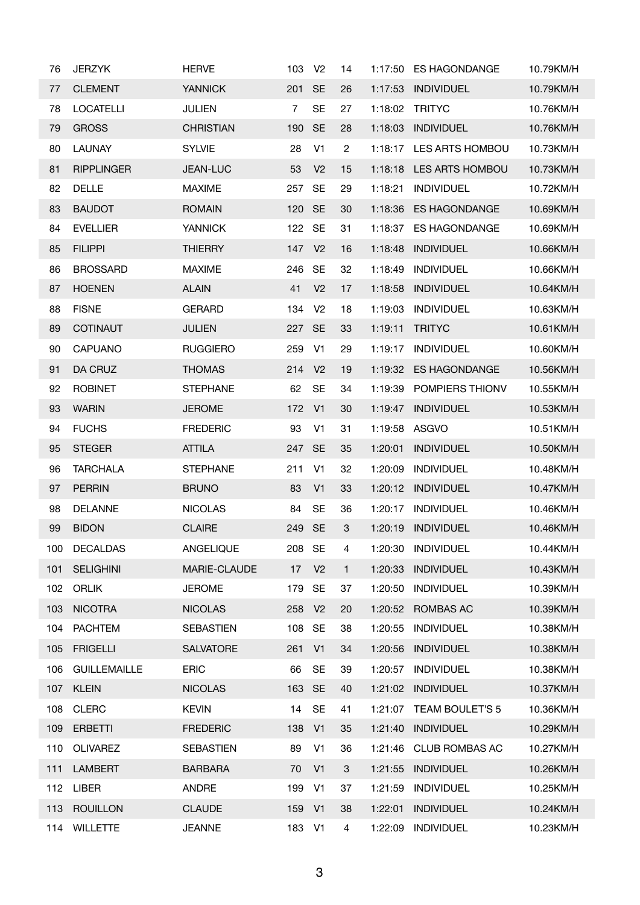| | | | | | | | | |
|---|---|---|---|---|---|---|---|---|
| 76 | JERZYK | HERVE | 103 | V2 | 14 | 1:17:50 | ES HAGONDANGE | 10.79KM/H |
| 77 | CLEMENT | YANNICK | 201 | SE | 26 | 1:17:53 | INDIVIDUEL | 10.79KM/H |
| 78 | LOCATELLI | JULIEN | 7 | SE | 27 | 1:18:02 | TRITYC | 10.76KM/H |
| 79 | GROSS | CHRISTIAN | 190 | SE | 28 | 1:18:03 | INDIVIDUEL | 10.76KM/H |
| 80 | LAUNAY | SYLVIE | 28 | V1 | 2 | 1:18:17 | LES ARTS HOMBOU | 10.73KM/H |
| 81 | RIPPLINGER | JEAN-LUC | 53 | V2 | 15 | 1:18:18 | LES ARTS HOMBOU | 10.73KM/H |
| 82 | DELLE | MAXIME | 257 | SE | 29 | 1:18:21 | INDIVIDUEL | 10.72KM/H |
| 83 | BAUDOT | ROMAIN | 120 | SE | 30 | 1:18:36 | ES HAGONDANGE | 10.69KM/H |
| 84 | EVELLIER | YANNICK | 122 | SE | 31 | 1:18:37 | ES HAGONDANGE | 10.69KM/H |
| 85 | FILIPPI | THIERRY | 147 | V2 | 16 | 1:18:48 | INDIVIDUEL | 10.66KM/H |
| 86 | BROSSARD | MAXIME | 246 | SE | 32 | 1:18:49 | INDIVIDUEL | 10.66KM/H |
| 87 | HOENEN | ALAIN | 41 | V2 | 17 | 1:18:58 | INDIVIDUEL | 10.64KM/H |
| 88 | FISNE | GERARD | 134 | V2 | 18 | 1:19:03 | INDIVIDUEL | 10.63KM/H |
| 89 | COTINAUT | JULIEN | 227 | SE | 33 | 1:19:11 | TRITYC | 10.61KM/H |
| 90 | CAPUANO | RUGGIERO | 259 | V1 | 29 | 1:19:17 | INDIVIDUEL | 10.60KM/H |
| 91 | DA CRUZ | THOMAS | 214 | V2 | 19 | 1:19:32 | ES HAGONDANGE | 10.56KM/H |
| 92 | ROBINET | STEPHANE | 62 | SE | 34 | 1:19:39 | POMPIERS THIONV | 10.55KM/H |
| 93 | WARIN | JEROME | 172 | V1 | 30 | 1:19:47 | INDIVIDUEL | 10.53KM/H |
| 94 | FUCHS | FREDERIC | 93 | V1 | 31 | 1:19:58 | ASGVO | 10.51KM/H |
| 95 | STEGER | ATTILA | 247 | SE | 35 | 1:20:01 | INDIVIDUEL | 10.50KM/H |
| 96 | TARCHALA | STEPHANE | 211 | V1 | 32 | 1:20:09 | INDIVIDUEL | 10.48KM/H |
| 97 | PERRIN | BRUNO | 83 | V1 | 33 | 1:20:12 | INDIVIDUEL | 10.47KM/H |
| 98 | DELANNE | NICOLAS | 84 | SE | 36 | 1:20:17 | INDIVIDUEL | 10.46KM/H |
| 99 | BIDON | CLAIRE | 249 | SE | 3 | 1:20:19 | INDIVIDUEL | 10.46KM/H |
| 100 | DECALDAS | ANGELIQUE | 208 | SE | 4 | 1:20:30 | INDIVIDUEL | 10.44KM/H |
| 101 | SELIGHINI | MARIE-CLAUDE | 17 | V2 | 1 | 1:20:33 | INDIVIDUEL | 10.43KM/H |
| 102 | ORLIK | JEROME | 179 | SE | 37 | 1:20:50 | INDIVIDUEL | 10.39KM/H |
| 103 | NICOTRA | NICOLAS | 258 | V2 | 20 | 1:20:52 | ROMBAS AC | 10.39KM/H |
| 104 | PACHTEM | SEBASTIEN | 108 | SE | 38 | 1:20:55 | INDIVIDUEL | 10.38KM/H |
| 105 | FRIGELLI | SALVATORE | 261 | V1 | 34 | 1:20:56 | INDIVIDUEL | 10.38KM/H |
| 106 | GUILLEMAILLE | ERIC | 66 | SE | 39 | 1:20:57 | INDIVIDUEL | 10.38KM/H |
| 107 | KLEIN | NICOLAS | 163 | SE | 40 | 1:21:02 | INDIVIDUEL | 10.37KM/H |
| 108 | CLERC | KEVIN | 14 | SE | 41 | 1:21:07 | TEAM BOULET'S 5 | 10.36KM/H |
| 109 | ERBETTI | FREDERIC | 138 | V1 | 35 | 1:21:40 | INDIVIDUEL | 10.29KM/H |
| 110 | OLIVAREZ | SEBASTIEN | 89 | V1 | 36 | 1:21:46 | CLUB ROMBAS AC | 10.27KM/H |
| 111 | LAMBERT | BARBARA | 70 | V1 | 3 | 1:21:55 | INDIVIDUEL | 10.26KM/H |
| 112 | LIBER | ANDRE | 199 | V1 | 37 | 1:21:59 | INDIVIDUEL | 10.25KM/H |
| 113 | ROUILLON | CLAUDE | 159 | V1 | 38 | 1:22:01 | INDIVIDUEL | 10.24KM/H |
| 114 | WILLETTE | JEANNE | 183 | V1 | 4 | 1:22:09 | INDIVIDUEL | 10.23KM/H |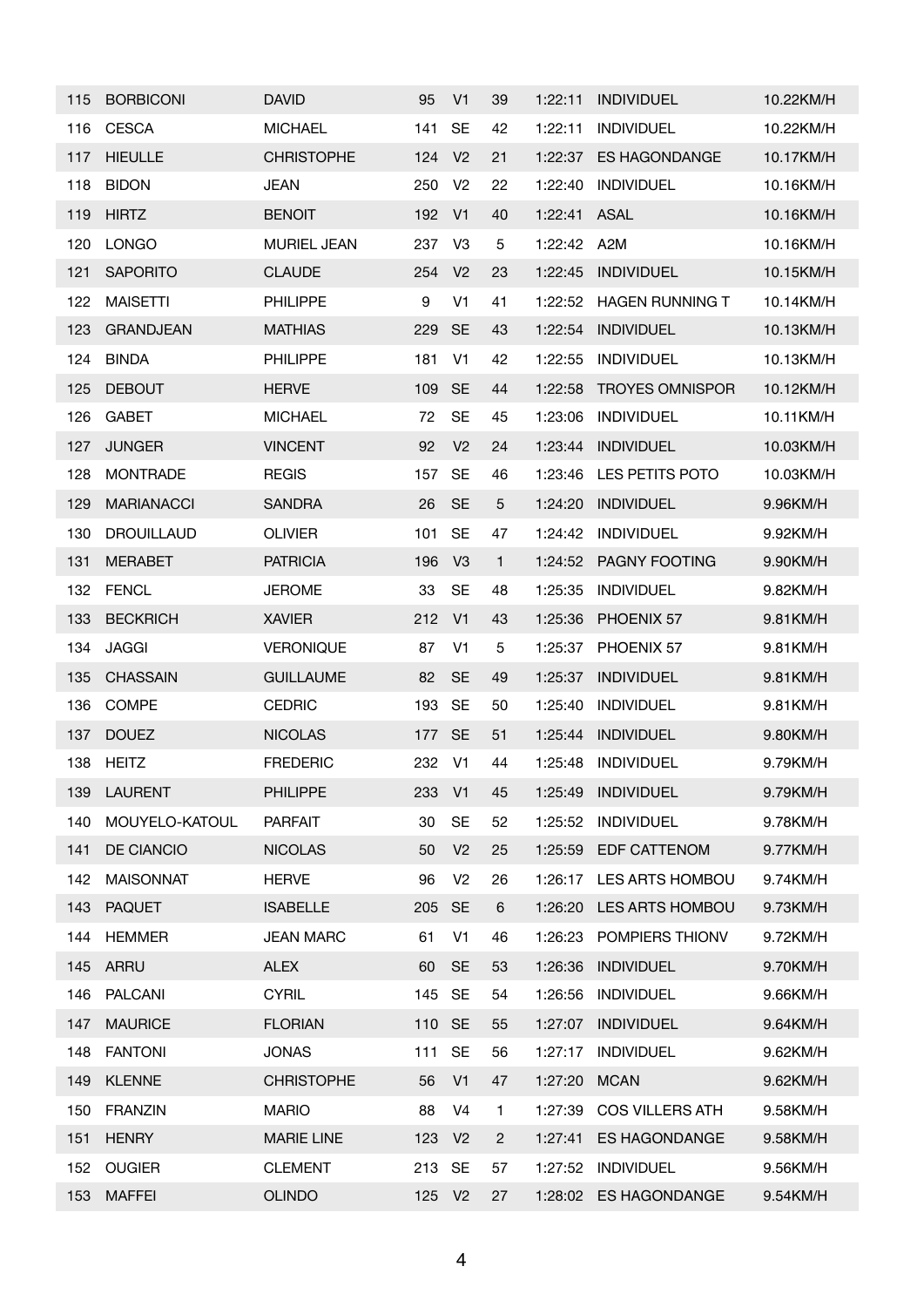| | | | | | | | | |
|---|---|---|---|---|---|---|---|---|
| 115 | BORBICONI | DAVID | 95 | V1 | 39 | 1:22:11 | INDIVIDUEL | 10.22KM/H |
| 116 | CESCA | MICHAEL | 141 | SE | 42 | 1:22:11 | INDIVIDUEL | 10.22KM/H |
| 117 | HIEULLE | CHRISTOPHE | 124 | V2 | 21 | 1:22:37 | ES HAGONDANGE | 10.17KM/H |
| 118 | BIDON | JEAN | 250 | V2 | 22 | 1:22:40 | INDIVIDUEL | 10.16KM/H |
| 119 | HIRTZ | BENOIT | 192 | V1 | 40 | 1:22:41 | ASAL | 10.16KM/H |
| 120 | LONGO | MURIEL JEAN | 237 | V3 | 5 | 1:22:42 | A2M | 10.16KM/H |
| 121 | SAPORITO | CLAUDE | 254 | V2 | 23 | 1:22:45 | INDIVIDUEL | 10.15KM/H |
| 122 | MAISETTI | PHILIPPE | 9 | V1 | 41 | 1:22:52 | HAGEN RUNNING T | 10.14KM/H |
| 123 | GRANDJEAN | MATHIAS | 229 | SE | 43 | 1:22:54 | INDIVIDUEL | 10.13KM/H |
| 124 | BINDA | PHILIPPE | 181 | V1 | 42 | 1:22:55 | INDIVIDUEL | 10.13KM/H |
| 125 | DEBOUT | HERVE | 109 | SE | 44 | 1:22:58 | TROYES OMNISPOR | 10.12KM/H |
| 126 | GABET | MICHAEL | 72 | SE | 45 | 1:23:06 | INDIVIDUEL | 10.11KM/H |
| 127 | JUNGER | VINCENT | 92 | V2 | 24 | 1:23:44 | INDIVIDUEL | 10.03KM/H |
| 128 | MONTRADE | REGIS | 157 | SE | 46 | 1:23:46 | LES PETITS POTO | 10.03KM/H |
| 129 | MARIANACCI | SANDRA | 26 | SE | 5 | 1:24:20 | INDIVIDUEL | 9.96KM/H |
| 130 | DROUILLAUD | OLIVIER | 101 | SE | 47 | 1:24:42 | INDIVIDUEL | 9.92KM/H |
| 131 | MERABET | PATRICIA | 196 | V3 | 1 | 1:24:52 | PAGNY FOOTING | 9.90KM/H |
| 132 | FENCL | JEROME | 33 | SE | 48 | 1:25:35 | INDIVIDUEL | 9.82KM/H |
| 133 | BECKRICH | XAVIER | 212 | V1 | 43 | 1:25:36 | PHOENIX 57 | 9.81KM/H |
| 134 | JAGGI | VERONIQUE | 87 | V1 | 5 | 1:25:37 | PHOENIX 57 | 9.81KM/H |
| 135 | CHASSAIN | GUILLAUME | 82 | SE | 49 | 1:25:37 | INDIVIDUEL | 9.81KM/H |
| 136 | COMPE | CEDRIC | 193 | SE | 50 | 1:25:40 | INDIVIDUEL | 9.81KM/H |
| 137 | DOUEZ | NICOLAS | 177 | SE | 51 | 1:25:44 | INDIVIDUEL | 9.80KM/H |
| 138 | HEITZ | FREDERIC | 232 | V1 | 44 | 1:25:48 | INDIVIDUEL | 9.79KM/H |
| 139 | LAURENT | PHILIPPE | 233 | V1 | 45 | 1:25:49 | INDIVIDUEL | 9.79KM/H |
| 140 | MOUYELO-KATOUL | PARFAIT | 30 | SE | 52 | 1:25:52 | INDIVIDUEL | 9.78KM/H |
| 141 | DE CIANCIO | NICOLAS | 50 | V2 | 25 | 1:25:59 | EDF CATTENOM | 9.77KM/H |
| 142 | MAISONNAT | HERVE | 96 | V2 | 26 | 1:26:17 | LES ARTS HOMBOU | 9.74KM/H |
| 143 | PAQUET | ISABELLE | 205 | SE | 6 | 1:26:20 | LES ARTS HOMBOU | 9.73KM/H |
| 144 | HEMMER | JEAN MARC | 61 | V1 | 46 | 1:26:23 | POMPIERS THIONV | 9.72KM/H |
| 145 | ARRU | ALEX | 60 | SE | 53 | 1:26:36 | INDIVIDUEL | 9.70KM/H |
| 146 | PALCANI | CYRIL | 145 | SE | 54 | 1:26:56 | INDIVIDUEL | 9.66KM/H |
| 147 | MAURICE | FLORIAN | 110 | SE | 55 | 1:27:07 | INDIVIDUEL | 9.64KM/H |
| 148 | FANTONI | JONAS | 111 | SE | 56 | 1:27:17 | INDIVIDUEL | 9.62KM/H |
| 149 | KLENNE | CHRISTOPHE | 56 | V1 | 47 | 1:27:20 | MCAN | 9.62KM/H |
| 150 | FRANZIN | MARIO | 88 | V4 | 1 | 1:27:39 | COS VILLERS ATH | 9.58KM/H |
| 151 | HENRY | MARIE LINE | 123 | V2 | 2 | 1:27:41 | ES HAGONDANGE | 9.58KM/H |
| 152 | OUGIER | CLEMENT | 213 | SE | 57 | 1:27:52 | INDIVIDUEL | 9.56KM/H |
| 153 | MAFFEI | OLINDO | 125 | V2 | 27 | 1:28:02 | ES HAGONDANGE | 9.54KM/H |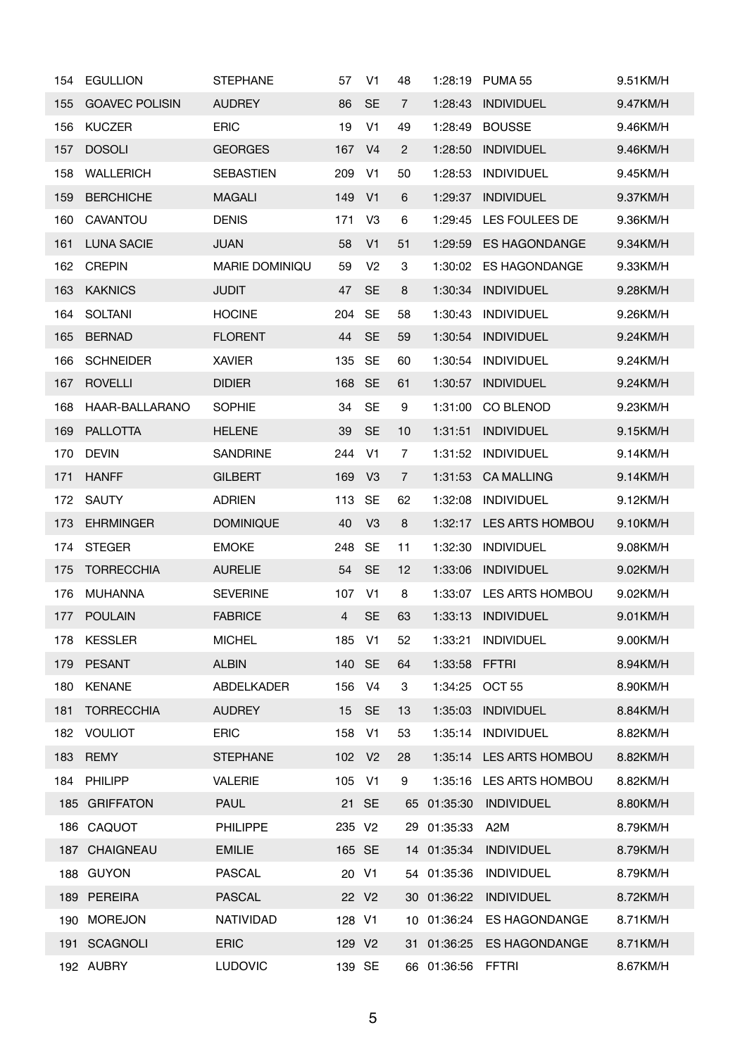| | | | | | | | | |
|---|---|---|---|---|---|---|---|---|
| 154 | EGULLION | STEPHANE | 57 | V1 | 48 | 1:28:19 | PUMA 55 | 9.51KM/H |
| 155 | GOAVEC POLISIN | AUDREY | 86 | SE | 7 | 1:28:43 | INDIVIDUEL | 9.47KM/H |
| 156 | KUCZER | ERIC | 19 | V1 | 49 | 1:28:49 | BOUSSE | 9.46KM/H |
| 157 | DOSOLI | GEORGES | 167 | V4 | 2 | 1:28:50 | INDIVIDUEL | 9.46KM/H |
| 158 | WALLERICH | SEBASTIEN | 209 | V1 | 50 | 1:28:53 | INDIVIDUEL | 9.45KM/H |
| 159 | BERCHICHE | MAGALI | 149 | V1 | 6 | 1:29:37 | INDIVIDUEL | 9.37KM/H |
| 160 | CAVANTOU | DENIS | 171 | V3 | 6 | 1:29:45 | LES FOULEES DE | 9.36KM/H |
| 161 | LUNA SACIE | JUAN | 58 | V1 | 51 | 1:29:59 | ES HAGONDANGE | 9.34KM/H |
| 162 | CREPIN | MARIE DOMINIQU | 59 | V2 | 3 | 1:30:02 | ES HAGONDANGE | 9.33KM/H |
| 163 | KAKNICS | JUDIT | 47 | SE | 8 | 1:30:34 | INDIVIDUEL | 9.28KM/H |
| 164 | SOLTANI | HOCINE | 204 | SE | 58 | 1:30:43 | INDIVIDUEL | 9.26KM/H |
| 165 | BERNAD | FLORENT | 44 | SE | 59 | 1:30:54 | INDIVIDUEL | 9.24KM/H |
| 166 | SCHNEIDER | XAVIER | 135 | SE | 60 | 1:30:54 | INDIVIDUEL | 9.24KM/H |
| 167 | ROVELLI | DIDIER | 168 | SE | 61 | 1:30:57 | INDIVIDUEL | 9.24KM/H |
| 168 | HAAR-BALLARANO | SOPHIE | 34 | SE | 9 | 1:31:00 | CO BLENOD | 9.23KM/H |
| 169 | PALLOTTA | HELENE | 39 | SE | 10 | 1:31:51 | INDIVIDUEL | 9.15KM/H |
| 170 | DEVIN | SANDRINE | 244 | V1 | 7 | 1:31:52 | INDIVIDUEL | 9.14KM/H |
| 171 | HANFF | GILBERT | 169 | V3 | 7 | 1:31:53 | CA MALLING | 9.14KM/H |
| 172 | SAUTY | ADRIEN | 113 | SE | 62 | 1:32:08 | INDIVIDUEL | 9.12KM/H |
| 173 | EHRMINGER | DOMINIQUE | 40 | V3 | 8 | 1:32:17 | LES ARTS HOMBOU | 9.10KM/H |
| 174 | STEGER | EMOKE | 248 | SE | 11 | 1:32:30 | INDIVIDUEL | 9.08KM/H |
| 175 | TORRECCHIA | AURELIE | 54 | SE | 12 | 1:33:06 | INDIVIDUEL | 9.02KM/H |
| 176 | MUHANNA | SEVERINE | 107 | V1 | 8 | 1:33:07 | LES ARTS HOMBOU | 9.02KM/H |
| 177 | POULAIN | FABRICE | 4 | SE | 63 | 1:33:13 | INDIVIDUEL | 9.01KM/H |
| 178 | KESSLER | MICHEL | 185 | V1 | 52 | 1:33:21 | INDIVIDUEL | 9.00KM/H |
| 179 | PESANT | ALBIN | 140 | SE | 64 | 1:33:58 | FFTRI | 8.94KM/H |
| 180 | KENANE | ABDELKADER | 156 | V4 | 3 | 1:34:25 | OCT 55 | 8.90KM/H |
| 181 | TORRECCHIA | AUDREY | 15 | SE | 13 | 1:35:03 | INDIVIDUEL | 8.84KM/H |
| 182 | VOULIOT | ERIC | 158 | V1 | 53 | 1:35:14 | INDIVIDUEL | 8.82KM/H |
| 183 | REMY | STEPHANE | 102 | V2 | 28 | 1:35:14 | LES ARTS HOMBOU | 8.82KM/H |
| 184 | PHILIPP | VALERIE | 105 | V1 | 9 | 1:35:16 | LES ARTS HOMBOU | 8.82KM/H |
| 185 | GRIFFATON | PAUL | 21 | SE | 65 | 01:35:30 | INDIVIDUEL | 8.80KM/H |
| 186 | CAQUOT | PHILIPPE | 235 | V2 | 29 | 01:35:33 | A2M | 8.79KM/H |
| 187 | CHAIGNEAU | EMILIE | 165 | SE | 14 | 01:35:34 | INDIVIDUEL | 8.79KM/H |
| 188 | GUYON | PASCAL | 20 | V1 | 54 | 01:35:36 | INDIVIDUEL | 8.79KM/H |
| 189 | PEREIRA | PASCAL | 22 | V2 | 30 | 01:36:22 | INDIVIDUEL | 8.72KM/H |
| 190 | MOREJON | NATIVIDAD | 128 | V1 | 10 | 01:36:24 | ES HAGONDANGE | 8.71KM/H |
| 191 | SCAGNOLI | ERIC | 129 | V2 | 31 | 01:36:25 | ES HAGONDANGE | 8.71KM/H |
| 192 | AUBRY | LUDOVIC | 139 | SE | 66 | 01:36:56 | FFTRI | 8.67KM/H |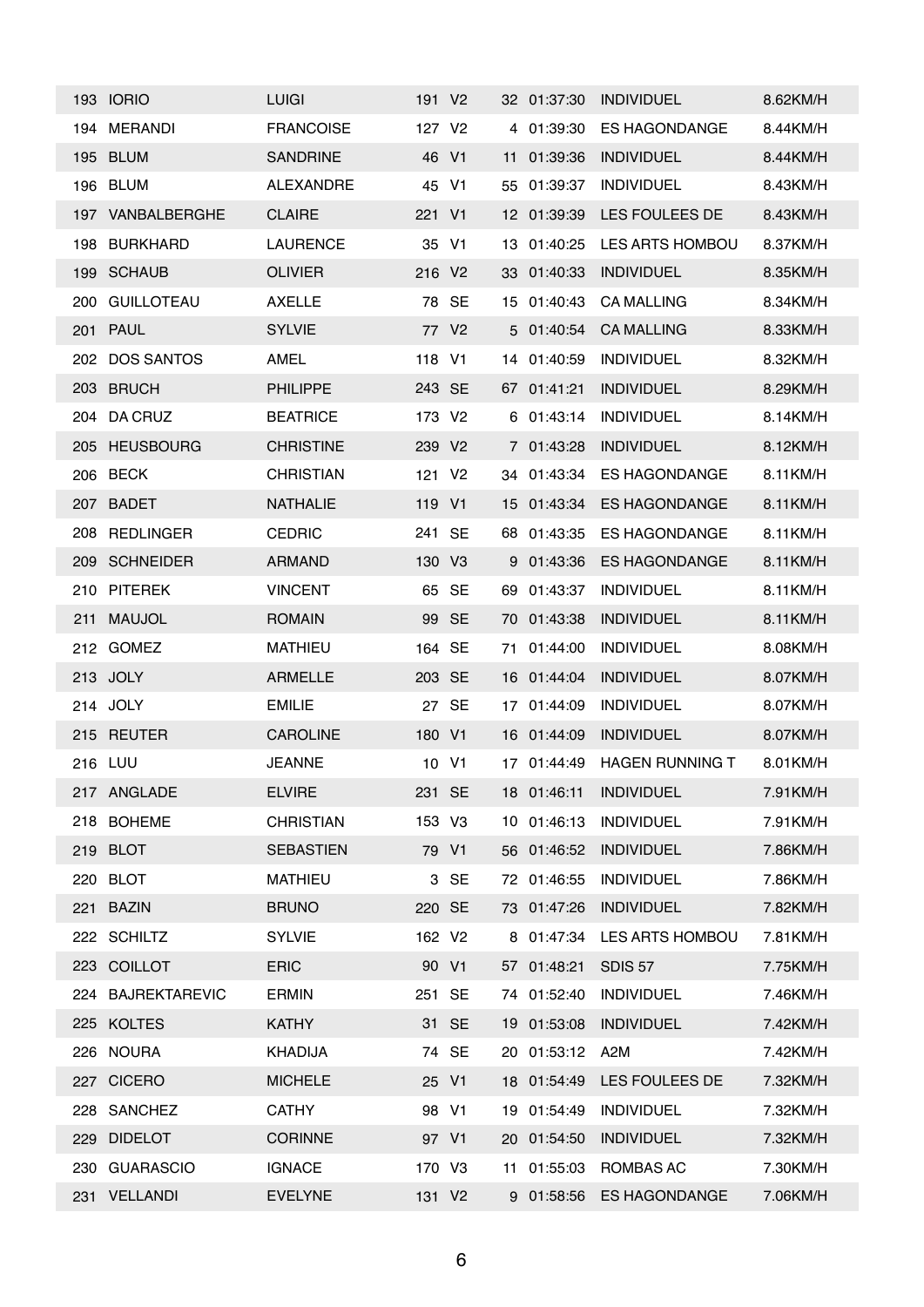| | | | | | | | | |
|---|---|---|---|---|---|---|---|---|
| 193 | IORIO | LUIGI | 191 | V2 | 32 | 01:37:30 | INDIVIDUEL | 8.62KM/H |
| 194 | MERANDI | FRANCOISE | 127 | V2 | 4 | 01:39:30 | ES HAGONDANGE | 8.44KM/H |
| 195 | BLUM | SANDRINE | 46 | V1 | 11 | 01:39:36 | INDIVIDUEL | 8.44KM/H |
| 196 | BLUM | ALEXANDRE | 45 | V1 | 55 | 01:39:37 | INDIVIDUEL | 8.43KM/H |
| 197 | VANBALBERGHE | CLAIRE | 221 | V1 | 12 | 01:39:39 | LES FOULEES DE | 8.43KM/H |
| 198 | BURKHARD | LAURENCE | 35 | V1 | 13 | 01:40:25 | LES ARTS HOMBOU | 8.37KM/H |
| 199 | SCHAUB | OLIVIER | 216 | V2 | 33 | 01:40:33 | INDIVIDUEL | 8.35KM/H |
| 200 | GUILLOTEAU | AXELLE | 78 | SE | 15 | 01:40:43 | CA MALLING | 8.34KM/H |
| 201 | PAUL | SYLVIE | 77 | V2 | 5 | 01:40:54 | CA MALLING | 8.33KM/H |
| 202 | DOS SANTOS | AMEL | 118 | V1 | 14 | 01:40:59 | INDIVIDUEL | 8.32KM/H |
| 203 | BRUCH | PHILIPPE | 243 | SE | 67 | 01:41:21 | INDIVIDUEL | 8.29KM/H |
| 204 | DA CRUZ | BEATRICE | 173 | V2 | 6 | 01:43:14 | INDIVIDUEL | 8.14KM/H |
| 205 | HEUSBOURG | CHRISTINE | 239 | V2 | 7 | 01:43:28 | INDIVIDUEL | 8.12KM/H |
| 206 | BECK | CHRISTIAN | 121 | V2 | 34 | 01:43:34 | ES HAGONDANGE | 8.11KM/H |
| 207 | BADET | NATHALIE | 119 | V1 | 15 | 01:43:34 | ES HAGONDANGE | 8.11KM/H |
| 208 | REDLINGER | CEDRIC | 241 | SE | 68 | 01:43:35 | ES HAGONDANGE | 8.11KM/H |
| 209 | SCHNEIDER | ARMAND | 130 | V3 | 9 | 01:43:36 | ES HAGONDANGE | 8.11KM/H |
| 210 | PITEREK | VINCENT | 65 | SE | 69 | 01:43:37 | INDIVIDUEL | 8.11KM/H |
| 211 | MAUJOL | ROMAIN | 99 | SE | 70 | 01:43:38 | INDIVIDUEL | 8.11KM/H |
| 212 | GOMEZ | MATHIEU | 164 | SE | 71 | 01:44:00 | INDIVIDUEL | 8.08KM/H |
| 213 | JOLY | ARMELLE | 203 | SE | 16 | 01:44:04 | INDIVIDUEL | 8.07KM/H |
| 214 | JOLY | EMILIE | 27 | SE | 17 | 01:44:09 | INDIVIDUEL | 8.07KM/H |
| 215 | REUTER | CAROLINE | 180 | V1 | 16 | 01:44:09 | INDIVIDUEL | 8.07KM/H |
| 216 | LUU | JEANNE | 10 | V1 | 17 | 01:44:49 | HAGEN RUNNING T | 8.01KM/H |
| 217 | ANGLADE | ELVIRE | 231 | SE | 18 | 01:46:11 | INDIVIDUEL | 7.91KM/H |
| 218 | BOHEME | CHRISTIAN | 153 | V3 | 10 | 01:46:13 | INDIVIDUEL | 7.91KM/H |
| 219 | BLOT | SEBASTIEN | 79 | V1 | 56 | 01:46:52 | INDIVIDUEL | 7.86KM/H |
| 220 | BLOT | MATHIEU | 3 | SE | 72 | 01:46:55 | INDIVIDUEL | 7.86KM/H |
| 221 | BAZIN | BRUNO | 220 | SE | 73 | 01:47:26 | INDIVIDUEL | 7.82KM/H |
| 222 | SCHILTZ | SYLVIE | 162 | V2 | 8 | 01:47:34 | LES ARTS HOMBOU | 7.81KM/H |
| 223 | COILLOT | ERIC | 90 | V1 | 57 | 01:48:21 | SDIS 57 | 7.75KM/H |
| 224 | BAJREKTAREVIC | ERMIN | 251 | SE | 74 | 01:52:40 | INDIVIDUEL | 7.46KM/H |
| 225 | KOLTES | KATHY | 31 | SE | 19 | 01:53:08 | INDIVIDUEL | 7.42KM/H |
| 226 | NOURA | KHADIJA | 74 | SE | 20 | 01:53:12 | A2M | 7.42KM/H |
| 227 | CICERO | MICHELE | 25 | V1 | 18 | 01:54:49 | LES FOULEES DE | 7.32KM/H |
| 228 | SANCHEZ | CATHY | 98 | V1 | 19 | 01:54:49 | INDIVIDUEL | 7.32KM/H |
| 229 | DIDELOT | CORINNE | 97 | V1 | 20 | 01:54:50 | INDIVIDUEL | 7.32KM/H |
| 230 | GUARASCIO | IGNACE | 170 | V3 | 11 | 01:55:03 | ROMBAS AC | 7.30KM/H |
| 231 | VELLANDI | EVELYNE | 131 | V2 | 9 | 01:58:56 | ES HAGONDANGE | 7.06KM/H |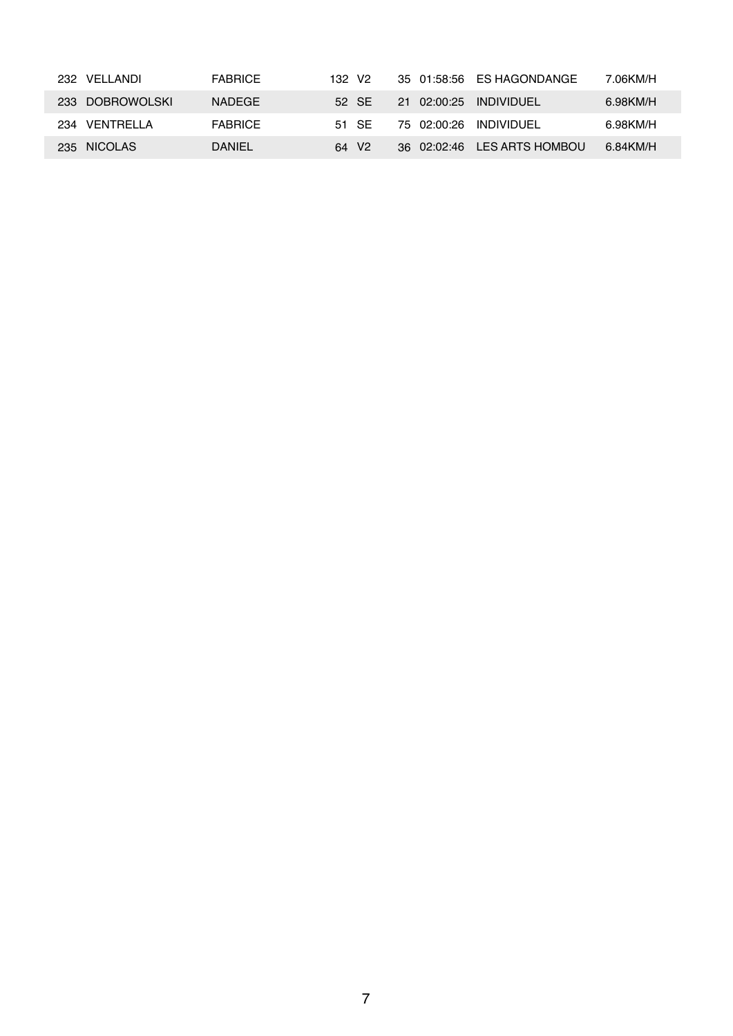| | | | | | | | | |
|---|---|---|---|---|---|---|---|---|
| 232 | VELLANDI | FABRICE | 132 | V2 | 35 | 01:58:56 | ES HAGONDANGE | 7.06KM/H |
| 233 | DOBROWOLSKI | NADEGE | 52 | SE | 21 | 02:00:25 | INDIVIDUEL | 6.98KM/H |
| 234 | VENTRELLA | FABRICE | 51 | SE | 75 | 02:00:26 | INDIVIDUEL | 6.98KM/H |
| 235 | NICOLAS | DANIEL | 64 | V2 | 36 | 02:02:46 | LES ARTS HOMBOU | 6.84KM/H |